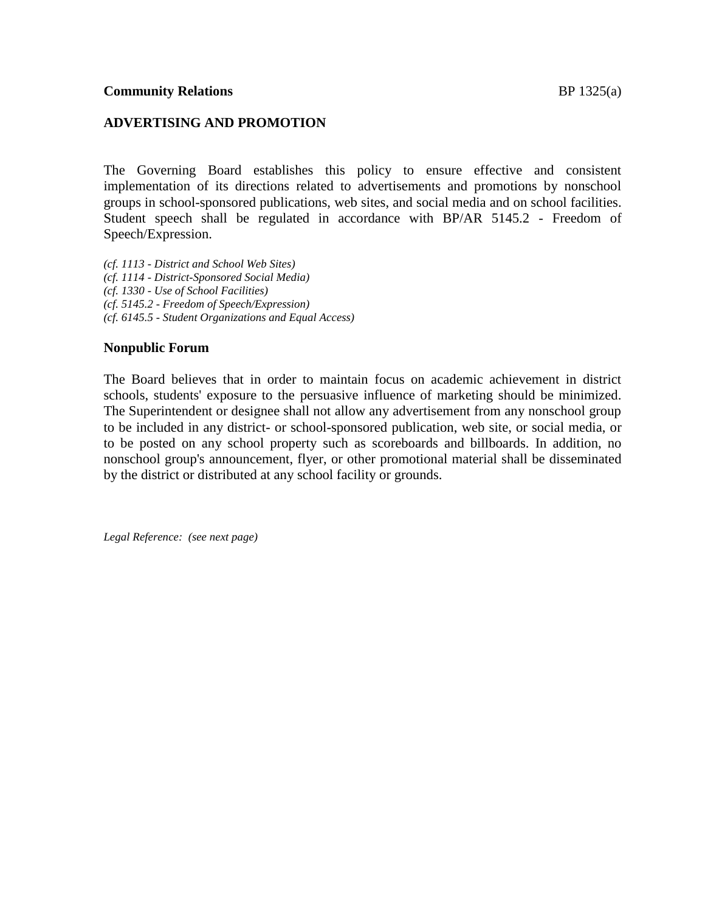**Community Relations** BP 1325(a)

## ADVERTISING AND PROMOTION

The Governing Board establishes this policy to ensure effective and consistent implementation of its directions related to advertisements and promotions by nonschool groups in school-sponsored publications, web sites, and social media and on school facilities. Student speech shall be regulated in accordance with BP/AR 5145.2 - Freedom of Speech/Expression.

*(cf. 1113 - District and School Web Sites)*
*(cf. 1114 - District-Sponsored Social Media)*
*(cf. 1330 - Use of School Facilities)*
*(cf. 5145.2 - Freedom of Speech/Expression)*
*(cf. 6145.5 - Student Organizations and Equal Access)*

### Nonpublic Forum

The Board believes that in order to maintain focus on academic achievement in district schools, students' exposure to the persuasive influence of marketing should be minimized. The Superintendent or designee shall not allow any advertisement from any nonschool group to be included in any district- or school-sponsored publication, web site, or social media, or to be posted on any school property such as scoreboards and billboards. In addition, no nonschool group's announcement, flyer, or other promotional material shall be disseminated by the district or distributed at any school facility or grounds.

*Legal Reference: (see next page)*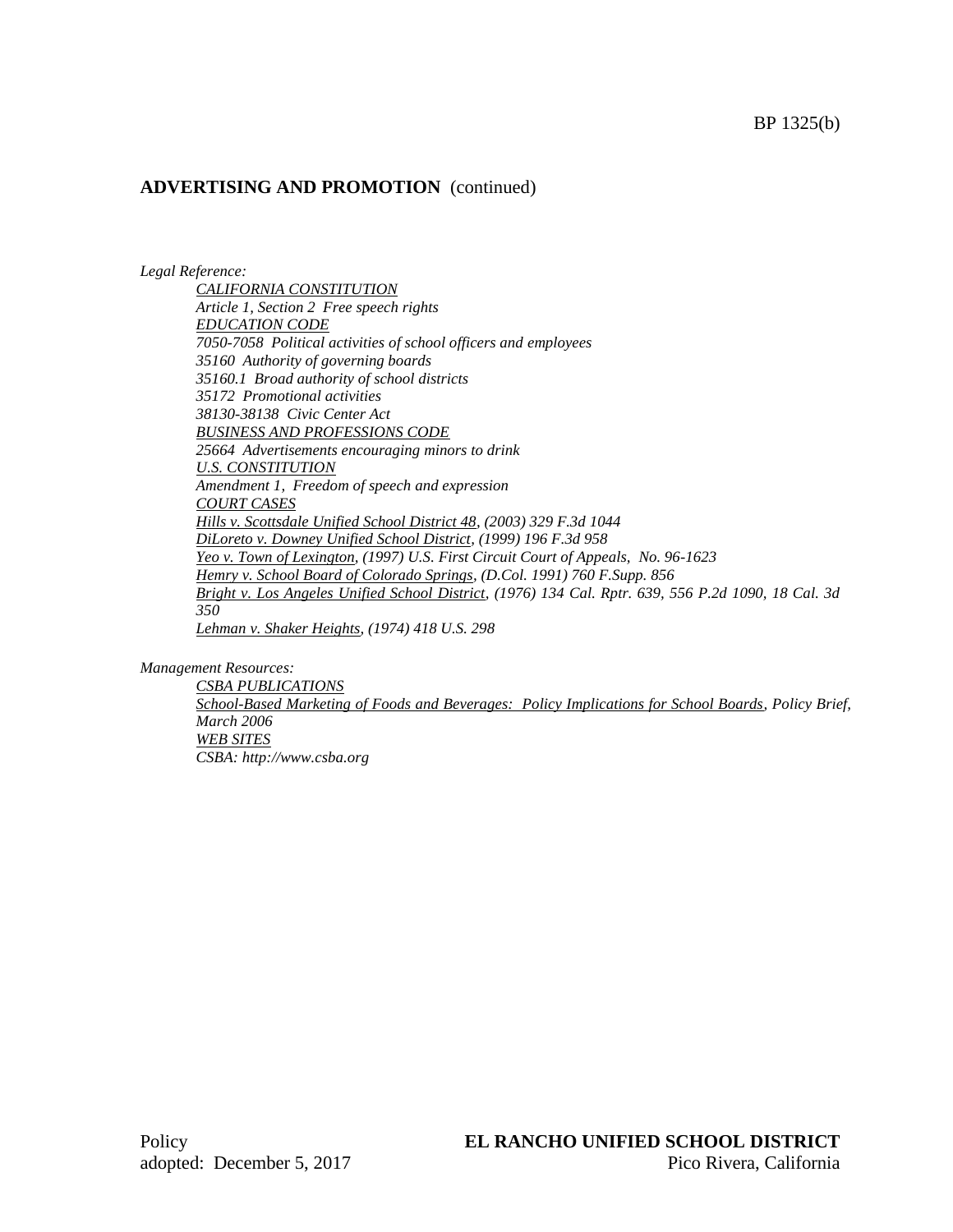**ADVERTISING AND PROMOTION** (continued)

*Legal Reference:*

*CALIFORNIA CONSTITUTION*
*Article 1, Section 2 Free speech rights*
*EDUCATION CODE*
*7050-7058 Political activities of school officers and employees*
*35160 Authority of governing boards*
*35160.1 Broad authority of school districts*
*35172 Promotional activities*
*38130-38138 Civic Center Act*
*BUSINESS AND PROFESSIONS CODE*
*25664 Advertisements encouraging minors to drink*
*U.S. CONSTITUTION*
*Amendment 1, Freedom of speech and expression*
*COURT CASES*
*Hills v. Scottsdale Unified School District 48, (2003) 329 F.3d 1044*
*DiLoreto v. Downey Unified School District, (1999) 196 F.3d 958*
*Yeo v. Town of Lexington, (1997) U.S. First Circuit Court of Appeals, No. 96-1623*
*Hemry v. School Board of Colorado Springs, (D.Col. 1991) 760 F.Supp. 856*
*Bright v. Los Angeles Unified School District, (1976) 134 Cal. Rptr. 639, 556 P.2d 1090, 18 Cal. 3d 350*
*Lehman v. Shaker Heights, (1974) 418 U.S. 298*

*Management Resources:*

*CSBA PUBLICATIONS*
*School-Based Marketing of Foods and Beverages: Policy Implications for School Boards, Policy Brief, March 2006*
*WEB SITES*
*CSBA: http://www.csba.org*

Policy
adopted: December 5, 2017

**EL RANCHO UNIFIED SCHOOL DISTRICT**
Pico Rivera, California